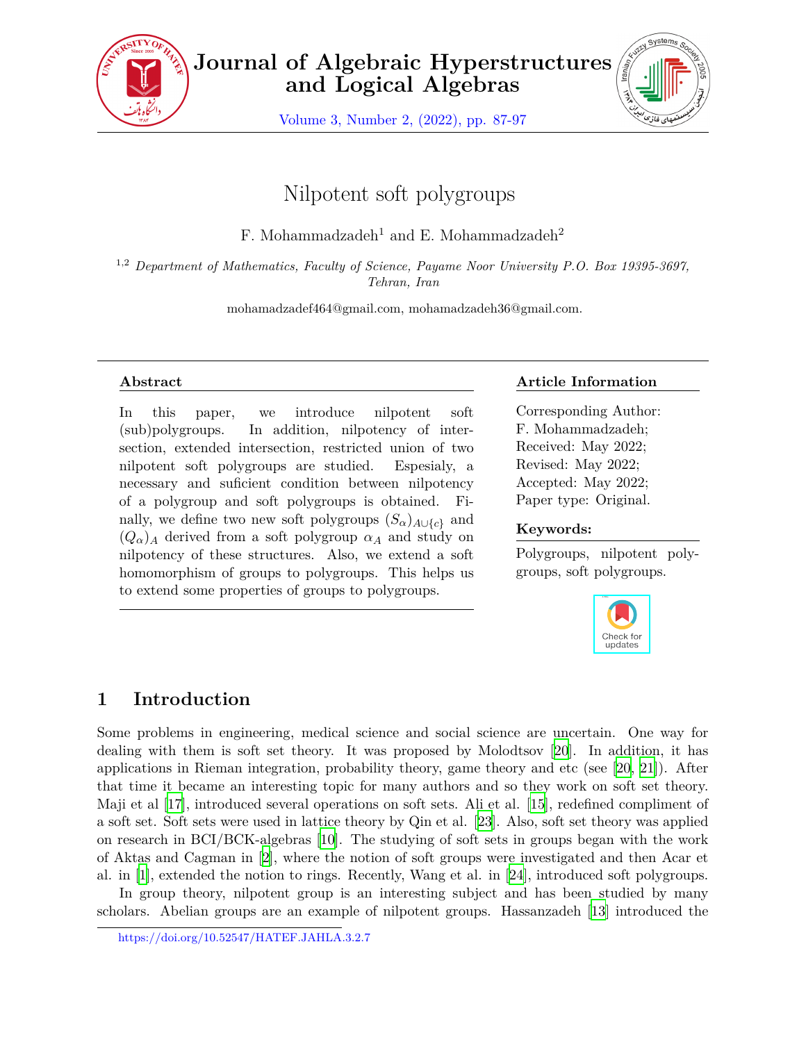# Nilpotent soft polygroups

F. Mohammadzadeh[1] and E. Mohammadzadeh[2]

[1,2] *Department of Mathematics, Faculty of Science, Payame Noor University P.O. Box 19395-3697, Tehran, Iran*

mohamadzadef464@gmail.com, mohamadzadeh36@gmail.com.

## Abstract

In this paper, we introduce nilpotent soft (sub)polygroups. In addition, nilpotency of intersection, extended intersection, restricted union of two nilpotent soft polygroups are studied. Espesialy, a necessary and suficient condition between nilpotency of a polygroup and soft polygroups is obtained. Finally, we define two new soft polygroups $(S_\alpha)_{A\cup\{c\}}$ and $(Q_\alpha)_A$ derived from a soft polygroup $\alpha_A$ and study on nilpotency of these structures. Also, we extend a soft homomorphism of groups to polygroups. This helps us to extend some properties of groups to polygroups.

## Article Information

Corresponding Author: F. Mohammadzadeh;
Received: May 2022;
Revised: May 2022;
Accepted: May 2022;
Paper type: Original.

**Keywords:**

Polygroups, nilpotent polygroups, soft polygroups.

## 1 Introduction

Some problems in engineering, medical science and social science are uncertain. One way for dealing with them is soft set theory. It was proposed by Molodtsov [20]. In addition, it has applications in Rieman integration, probability theory, game theory and etc (see [20, 21]). After that time it became an interesting topic for many authors and so they work on soft set theory. Maji et al [17], introduced several operations on soft sets. Ali et al. [15], redefined compliment of a soft set. Soft sets were used in lattice theory by Qin et al. [23]. Also, soft set theory was applied on research in BCI/BCK-algebras [10]. The studying of soft sets in groups began with the work of Aktas and Cagman in [2], where the notion of soft groups were investigated and then Acar et al. in [1], extended the notion to rings. Recently, Wang et al. in [24], introduced soft polygroups.

In group theory, nilpotent group is an interesting subject and has been studied by many scholars. Abelian groups are an example of nilpotent groups. Hassanzadeh [13] introduced the

https://doi.org/10.52547/HATEF.JAHLA.3.2.7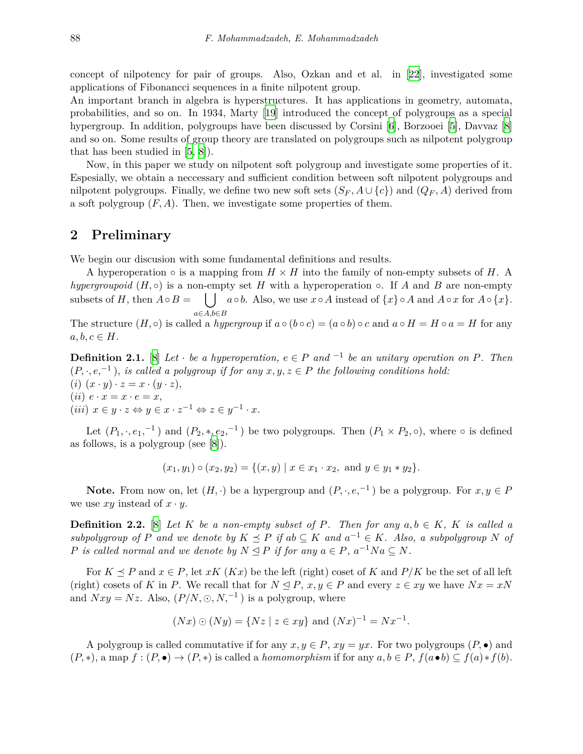concept of nilpotency for pair of groups. Also, Ozkan and et al. in [22], investigated some applications of Fibonancci sequences in a finite nilpotent group.
An important branch in algebra is hyperstructures. It has applications in geometry, automata, probabilities, and so on. In 1934, Marty [19] introduced the concept of polygroups as a special hypergroup. In addition, polygroups have been discussed by Corsini [6], Borzooei [5], Davvaz [8] and so on. Some results of group theory are translated on polygroups such as nilpotent polygroup that has been studied in [5, 8]).

Now, in this paper we study on nilpotent soft polygroup and investigate some properties of it. Espesially, we obtain a neccessary and sufficient condition between soft nilpotent polygroups and nilpotent polygroups. Finally, we define two new soft sets $(S_F, A \cup \{c\})$ and $(Q_F, A)$ derived from a soft polygroup $(F, A)$. Then, we investigate some properties of them.

## 2 Preliminary

We begin our discusion with some fundamental definitions and results.

A hyperoperation $\circ$ is a mapping from $H \times H$ into the family of non-empty subsets of $H$. A *hypergroupoid* $(H, \circ)$ is a non-empty set $H$ with a hyperoperation $\circ$. If $A$ and $B$ are non-empty subsets of $H$, then $A \circ B = \bigcup_{a \in A, b \in B} a \circ b$. Also, we use $x \circ A$ instead of $\{x\} \circ A$ and $A \circ x$ for $A \circ \{x\}$. The structure $(H, \circ)$ is called a *hypergroup* if $a \circ (b \circ c) = (a \circ b) \circ c$ and $a \circ H = H \circ a = H$ for any $a, b, c \in H$.

**Definition 2.1.** [8] *Let $\cdot$ be a hyperoperation, $e \in P$ and $^{-1}$ be an unitary operation on $P$. Then $(P, \cdot, e, ^{-1})$, is called a polygroup if for any $x, y, z \in P$ the following conditions hold:*
*(i)* $(x \cdot y) \cdot z = x \cdot (y \cdot z)$,
*(ii)* $e \cdot x = x \cdot e = x$,
*(iii)* $x \in y \cdot z \Leftrightarrow y \in x \cdot z^{-1} \Leftrightarrow z \in y^{-1} \cdot x$.

Let $(P_1, \cdot, e_1, ^{-1})$ and $(P_2, *, e_2, ^{-1})$ be two polygroups. Then $(P_1 \times P_2, \circ)$, where $\circ$ is defined as follows, is a polygroup (see [8]).

$$(x_1, y_1) \circ (x_2, y_2) = \{(x, y) \mid x \in x_1 \cdot x_2, \text{ and } y \in y_1 * y_2\}.$$

**Note.** From now on, let $(H, \cdot)$ be a hypergroup and $(P, \cdot, e, ^{-1})$ be a polygroup. For $x, y \in P$ we use $xy$ instead of $x \cdot y$.

**Definition 2.2.** [8] *Let $K$ be a non-empty subset of $P$. Then for any $a, b \in K$, $K$ is called a subpolygroup of $P$ and we denote by $K \preceq P$ if $ab \subseteq K$ and $a^{-1} \in K$. Also, a subpolygroup $N$ of $P$ is called normal and we denote by $N \trianglelefteq P$ if for any $a \in P$, $a^{-1}Na \subseteq N$.*

For $K \preceq P$ and $x \in P$, let $xK$ $(Kx)$ be the left (right) coset of $K$ and $P/K$ be the set of all left (right) cosets of $K$ in $P$. We recall that for $N \trianglelefteq P$, $x, y \in P$ and every $z \in xy$ we have $Nx = xN$ and $Nxy = Nz$. Also, $(P/N, \odot, N, ^{-1})$ is a polygroup, where

$$(Nx) \odot (Ny) = \{Nz \mid z \in xy\} \text{ and } (Nx)^{-1} = Nx^{-1}.$$

A polygroup is called commutative if for any $x, y \in P$, $xy = yx$. For two polygroups $(P, \bullet)$ and $(P, *)$, a map $f : (P, \bullet) \to (P, *)$ is called a *homomorphism* if for any $a, b \in P$, $f(a \bullet b) \subseteq f(a) * f(b)$.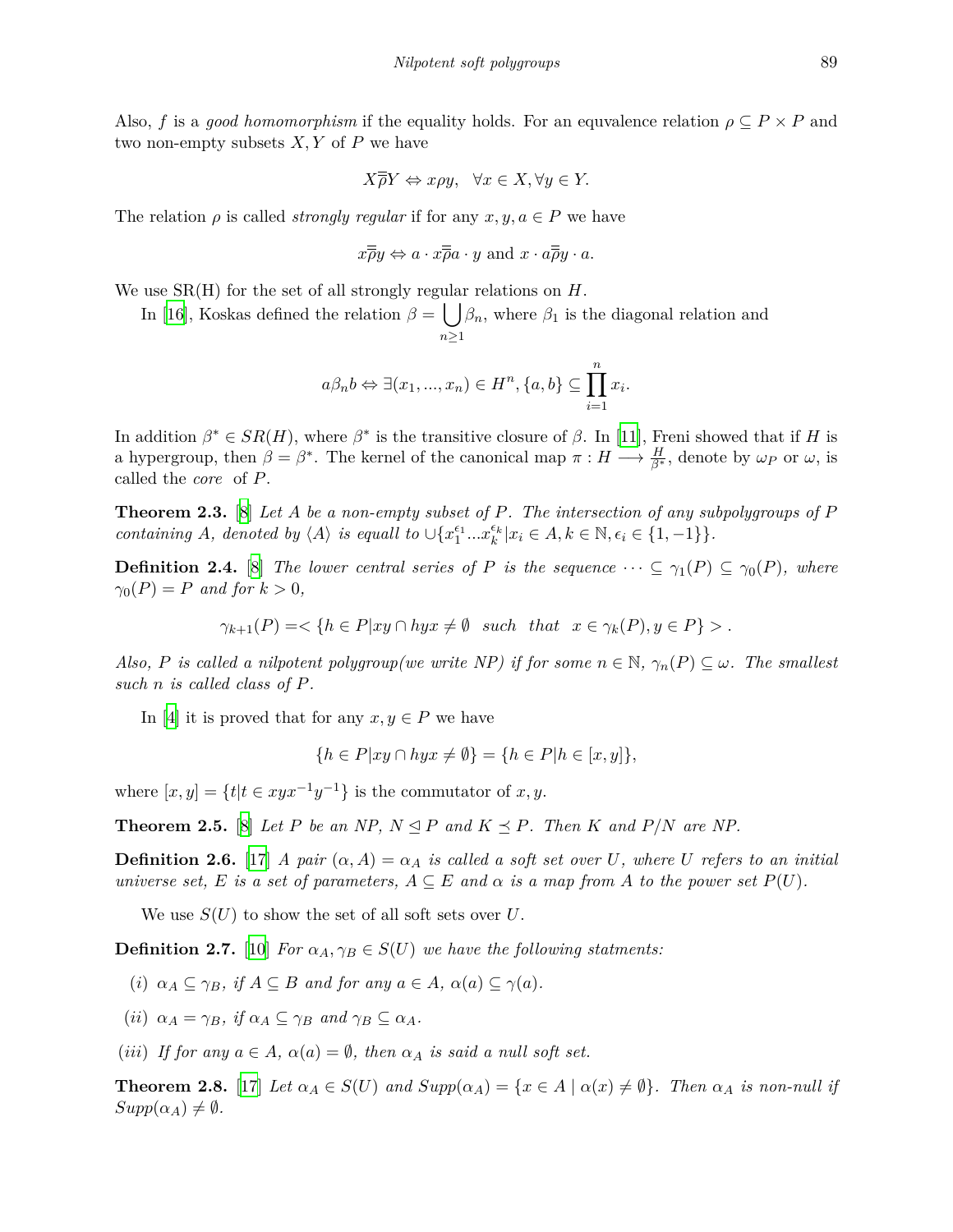Also, $f$ is a *good homomorphism* if the equality holds. For an equvalence relation $\rho \subseteq P \times P$ and two non-empty subsets $X, Y$ of $P$ we have

$$X\overline{\overline{\rho}}Y \Leftrightarrow x\rho y, \quad \forall x \in X, \forall y \in Y.$$

The relation $\rho$ is called *strongly regular* if for any $x, y, a \in P$ we have

$$x\overline{\overline{\rho}}y \Leftrightarrow a \cdot x\overline{\overline{\rho}}a \cdot y \text{ and } x \cdot a\overline{\overline{\rho}}y \cdot a.$$

We use SR(H) for the set of all strongly regular relations on $H$.

In [16], Koskas defined the relation $\beta = \bigcup_{n \geq 1} \beta_n$, where $\beta_1$ is the diagonal relation and

$$a\beta_n b \Leftrightarrow \exists (x_1, ..., x_n) \in H^n, \{a, b\} \subseteq \prod_{i=1}^{n} x_i.$$

In addition $\beta^* \in SR(H)$, where $\beta^*$ is the transitive closure of $\beta$. In [11], Freni showed that if $H$ is a hypergroup, then $\beta = \beta^*$. The kernel of the canonical map $\pi : H \longrightarrow \frac{H}{\beta^*}$, denote by $\omega_P$ or $\omega$, is called the *core* of $P$.

**Theorem 2.3.** [8] *Let $A$ be a non-empty subset of $P$. The intersection of any subpolygroups of $P$ containing $A$, denoted by $\langle A \rangle$ is equall to $\cup\{x_1^{\epsilon_1}...x_k^{\epsilon_k} | x_i \in A, k \in \mathbb{N}, \epsilon_i \in \{1, -1\}\}$.*

**Definition 2.4.** [8] *The lower central series of $P$ is the sequence $\cdots \subseteq \gamma_1(P) \subseteq \gamma_0(P)$, where $\gamma_0(P) = P$ and for $k > 0$,*

$$\gamma_{k+1}(P) =< \{h \in P | xy \cap hyx \neq \emptyset \ \ such \ \ that \ \ x \in \gamma_k(P), y \in P\} > .$$

*Also, $P$ is called a nilpotent polygroup(we write NP) if for some $n \in \mathbb{N}$, $\gamma_n(P) \subseteq \omega$. The smallest such $n$ is called class of $P$.*

In [4] it is proved that for any $x, y \in P$ we have

$$\{h \in P | xy \cap hyx \neq \emptyset\} = \{h \in P | h \in [x, y]\},$$

where $[x, y] = \{t | t \in xyx^{-1}y^{-1}\}$ is the commutator of $x, y$.

**Theorem 2.5.** [8] *Let $P$ be an NP, $N \trianglelefteq P$ and $K \preceq P$. Then $K$ and $P/N$ are NP.*

**Definition 2.6.** [17] *A pair $(\alpha, A) = \alpha_A$ is called a soft set over $U$, where $U$ refers to an initial universe set, $E$ is a set of parameters, $A \subseteq E$ and $\alpha$ is a map from $A$ to the power set $P(U)$.*

We use $S(U)$ to show the set of all soft sets over $U$.

**Definition 2.7.** [10] *For $\alpha_A, \gamma_B \in S(U)$ we have the following statments:*

*(i)* $\alpha_A \subseteq \gamma_B$, *if* $A \subseteq B$ *and for any* $a \in A$, $\alpha(a) \subseteq \gamma(a)$.

*(ii)* $\alpha_A = \gamma_B$, *if* $\alpha_A \subseteq \gamma_B$ *and* $\gamma_B \subseteq \alpha_A$.

*(iii) If for any* $a \in A$, $\alpha(a) = \emptyset$, *then* $\alpha_A$ *is said a null soft set.*

**Theorem 2.8.** [17] *Let $\alpha_A \in S(U)$ and $Supp(\alpha_A) = \{x \in A \mid \alpha(x) \neq \emptyset\}$. Then $\alpha_A$ is non-null if $Supp(\alpha_A) \neq \emptyset$.*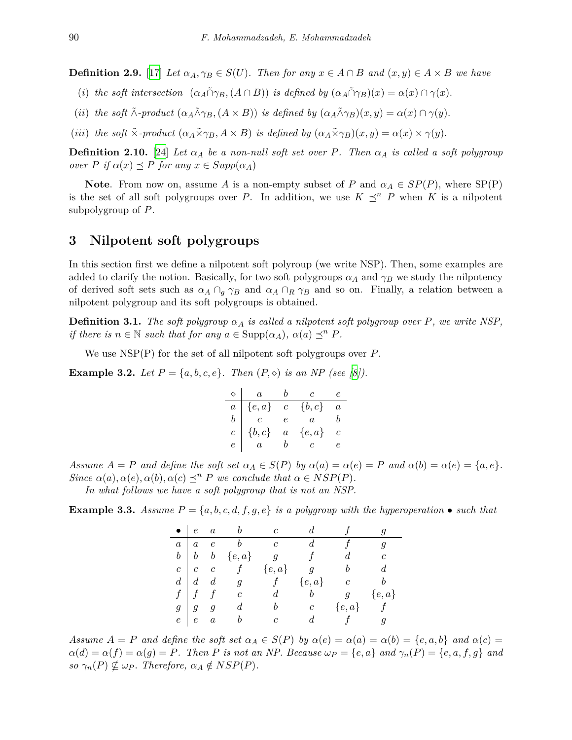**Definition 2.9.** [17] *Let $\alpha_A, \gamma_B \in S(U)$. Then for any $x \in A \cap B$ and $(x, y) \in A \times B$ we have*

(*i*) *the soft intersection $(\alpha_A \tilde{\cap} \gamma_B, (A \cap B))$ is defined by $(\alpha_A \tilde{\cap} \gamma_B)(x) = \alpha(x) \cap \gamma(x)$.*

(*ii*) *the soft $\tilde{\wedge}$-product $(\alpha_A \tilde{\wedge} \gamma_B, (A \times B))$ is defined by $(\alpha_A \tilde{\wedge} \gamma_B)(x, y) = \alpha(x) \cap \gamma(y)$.*

(*iii*) *the soft $\tilde{\times}$-product $(\alpha_A \tilde{\times} \gamma_B, A \times B)$ is defined by $(\alpha_A \tilde{\times} \gamma_B)(x, y) = \alpha(x) \times \gamma(y)$.*

**Definition 2.10.** [24] *Let $\alpha_A$ be a non-null soft set over $P$. Then $\alpha_A$ is called a soft polygroup over $P$ if $\alpha(x) \preceq P$ for any $x \in Supp(\alpha_A)$*

**Note**. From now on, assume $A$ is a non-empty subset of $P$ and $\alpha_A \in SP(P)$, where SP(P) is the set of all soft polygroups over $P$. In addition, we use $K \preceq^n P$ when $K$ is a nilpotent subpolygroup of $P$.

## 3 Nilpotent soft polygroups

In this section first we define a nilpotent soft polyroup (we write NSP). Then, some examples are added to clarify the notion. Basically, for two soft polygroups $\alpha_A$ and $\gamma_B$ we study the nilpotency of derived soft sets such as $\alpha_A \cap_g \gamma_B$ and $\alpha_A \cap_R \gamma_B$ and so on. Finally, a relation between a nilpotent polygroup and its soft polygroups is obtained.

**Definition 3.1.** *The soft polygroup $\alpha_A$ is called a nilpotent soft polygroup over $P$, we write NSP, if there is $n \in \mathbb{N}$ such that for any $a \in \text{Supp}(\alpha_A)$, $\alpha(a) \preceq^n P$.*

We use NSP(P) for the set of all nilpotent soft polygroups over $P$.

**Example 3.2.** *Let $P = \{a, b, c, e\}$. Then $(P, \diamond)$ is an NP (see [8]).*

| $\diamond$ | $a$ | $b$ | $c$ | $e$ |
|---|---|---|---|---|
| $a$ | $\{e, a\}$ | $c$ | $\{b, c\}$ | $a$ |
| $b$ | $c$ | $e$ | $a$ | $b$ |
| $c$ | $\{b, c\}$ | $a$ | $\{e, a\}$ | $c$ |
| $e$ | $a$ | $b$ | $c$ | $e$ |

*Assume $A = P$ and define the soft set $\alpha_A \in S(P)$ by $\alpha(a) = \alpha(e) = P$ and $\alpha(b) = \alpha(e) = \{a, e\}$. Since $\alpha(a), \alpha(e), \alpha(b), \alpha(c) \preceq^n P$ we conclude that $\alpha \in NSP(P)$.*

*In what follows we have a soft polygroup that is not an NSP.*

**Example 3.3.** *Assume $P = \{a, b, c, d, f, g, e\}$ is a polygroup with the hyperoperation $\bullet$ such that*

| $\bullet$ | $e$ | $a$ | $b$ | $c$ | $d$ | $f$ | $g$ |
|---|---|---|---|---|---|---|---|
| $a$ | $a$ | $e$ | $b$ | $c$ | $d$ | $f$ | $g$ |
| $b$ | $b$ | $b$ | $\{e, a\}$ | $g$ | $f$ | $d$ | $c$ |
| $c$ | $c$ | $c$ | $f$ | $\{e, a\}$ | $g$ | $b$ | $d$ |
| $d$ | $d$ | $d$ | $g$ | $f$ | $\{e, a\}$ | $c$ | $b$ |
| $f$ | $f$ | $f$ | $c$ | $d$ | $b$ | $g$ | $\{e, a\}$ |
| $g$ | $g$ | $g$ | $d$ | $b$ | $c$ | $\{e, a\}$ | $f$ |
| $e$ | $e$ | $a$ | $b$ | $c$ | $d$ | $f$ | $g$ |

*Assume $A = P$ and define the soft set $\alpha_A \in S(P)$ by $\alpha(e) = \alpha(a) = \alpha(b) = \{e, a, b\}$ and $\alpha(c) = \alpha(d) = \alpha(f) = \alpha(g) = P$. Then $P$ is not an NP. Because $\omega_P = \{e, a\}$ and $\gamma_n(P) = \{e, a, f, g\}$ and so $\gamma_n(P) \nsubseteq \omega_P$. Therefore, $\alpha_A \notin NSP(P)$.*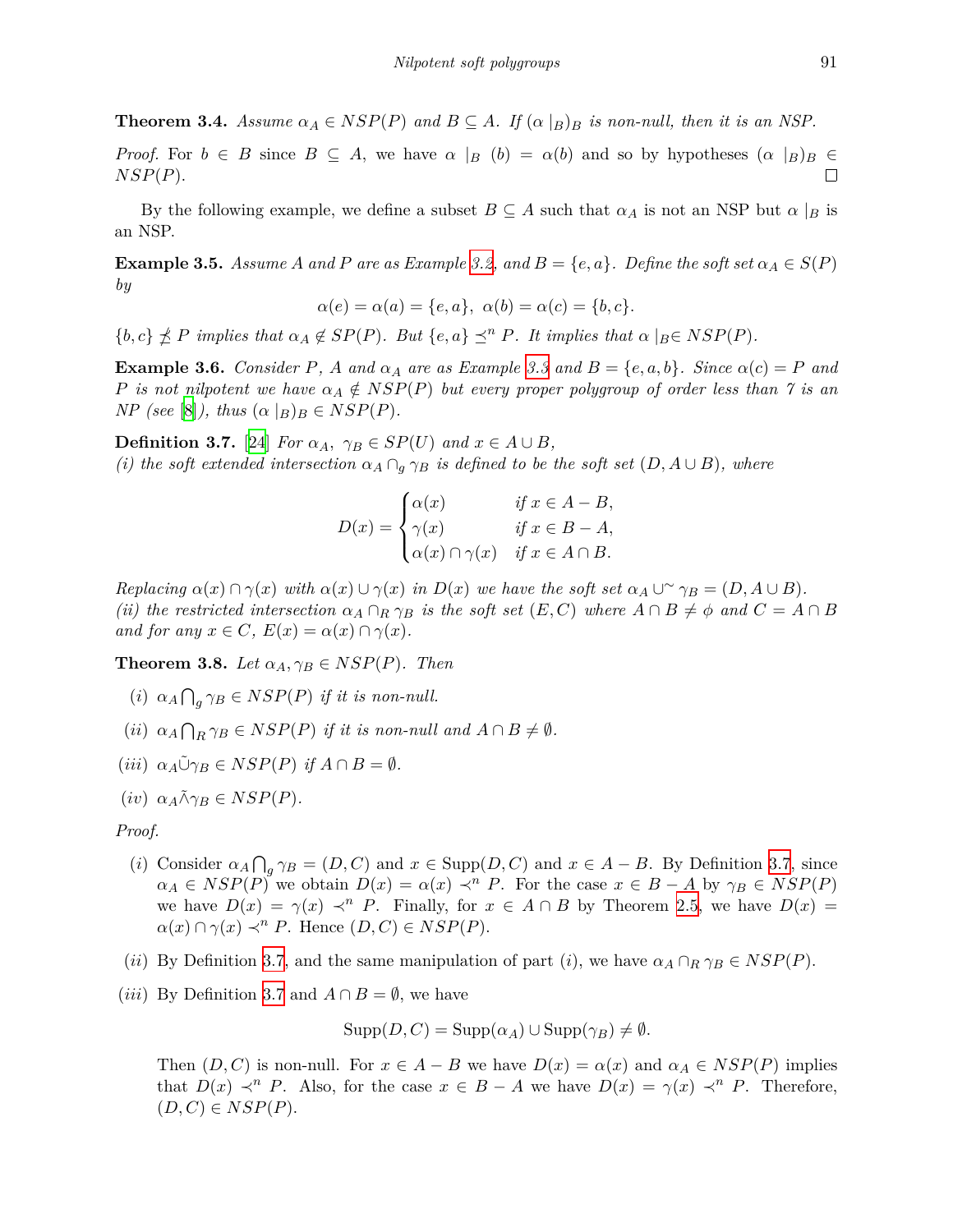**Theorem 3.4.** *Assume $\alpha_A \in NSP(P)$ and $B \subseteq A$. If $(\alpha\mid_B)_B$ is non-null, then it is an NSP.*

*Proof.* For $b \in B$ since $B \subseteq A$, we have $\alpha \mid_B (b) = \alpha(b)$ and so by hypotheses $(\alpha \mid_B)_B \in NSP(P)$. □

By the following example, we define a subset $B \subseteq A$ such that $\alpha_A$ is not an NSP but $\alpha \mid_B$ is an NSP.

**Example 3.5.** *Assume $A$ and $P$ are as Example 3.2, and $B = \{e, a\}$. Define the soft set $\alpha_A \in S(P)$ by*

$$\alpha(e) = \alpha(a) = \{e, a\},\ \alpha(b) = \alpha(c) = \{b, c\}.$$

*$\{b, c\} \not\preceq P$ implies that $\alpha_A \notin SP(P)$. But $\{e, a\} \preceq^n P$. It implies that $\alpha\mid_B \in NSP(P)$.*

**Example 3.6.** *Consider $P$, $A$ and $\alpha_A$ are as Example 3.3 and $B = \{e, a, b\}$. Since $\alpha(c) = P$ and $P$ is not nilpotent we have $\alpha_A \notin NSP(P)$ but every proper polygroup of order less than 7 is an NP (see [8]), thus $(\alpha\mid_B)_B \in NSP(P)$.*

**Definition 3.7.** [24] *For $\alpha_A,\ \gamma_B \in SP(U)$ and $x \in A \cup B$,*
*(i) the soft extended intersection $\alpha_A \cap_g \gamma_B$ is defined to be the soft set $(D, A \cup B)$, where*

$$D(x) = \begin{cases} \alpha(x) & \text{if } x \in A - B, \\ \gamma(x) & \text{if } x \in B - A, \\ \alpha(x) \cap \gamma(x) & \text{if } x \in A \cap B. \end{cases}$$

*Replacing $\alpha(x) \cap \gamma(x)$ with $\alpha(x) \cup \gamma(x)$ in $D(x)$ we have the soft set $\alpha_A \cup^{\sim} \gamma_B = (D, A \cup B)$.*
*(ii) the restricted intersection $\alpha_A \cap_R \gamma_B$ is the soft set $(E, C)$ where $A \cap B \neq \phi$ and $C = A \cap B$ and for any $x \in C$, $E(x) = \alpha(x) \cap \gamma(x)$.*

**Theorem 3.8.** *Let $\alpha_A, \gamma_B \in NSP(P)$. Then*

- (i) *$\alpha_A \bigcap_g \gamma_B \in NSP(P)$ if it is non-null.*
- (ii) *$\alpha_A \bigcap_R \gamma_B \in NSP(P)$ if it is non-null and $A \cap B \neq \emptyset$.*
- (iii) *$\alpha_A \tilde{\cup} \gamma_B \in NSP(P)$ if $A \cap B = \emptyset$.*
- (iv) *$\alpha_A \tilde{\wedge} \gamma_B \in NSP(P)$.*

*Proof.*

- (i) Consider $\alpha_A \bigcap_g \gamma_B = (D, C)$ and $x \in \mathrm{Supp}(D, C)$ and $x \in A - B$. By Definition 3.7, since $\alpha_A \in NSP(P)$ we obtain $D(x) = \alpha(x) \prec^n P$. For the case $x \in B - A$ by $\gamma_B \in NSP(P)$ we have $D(x) = \gamma(x) \prec^n P$. Finally, for $x \in A \cap B$ by Theorem 2.5, we have $D(x) = \alpha(x) \cap \gamma(x) \prec^n P$. Hence $(D, C) \in NSP(P)$.
- (ii) By Definition 3.7, and the same manipulation of part $(i)$, we have $\alpha_A \cap_R \gamma_B \in NSP(P)$.
- (iii) By Definition 3.7 and $A \cap B = \emptyset$, we have

  $$\mathrm{Supp}(D, C) = \mathrm{Supp}(\alpha_A) \cup \mathrm{Supp}(\gamma_B) \neq \emptyset.$$

  Then $(D, C)$ is non-null. For $x \in A - B$ we have $D(x) = \alpha(x)$ and $\alpha_A \in NSP(P)$ implies that $D(x) \prec^n P$. Also, for the case $x \in B - A$ we have $D(x) = \gamma(x) \prec^n P$. Therefore, $(D, C) \in NSP(P)$.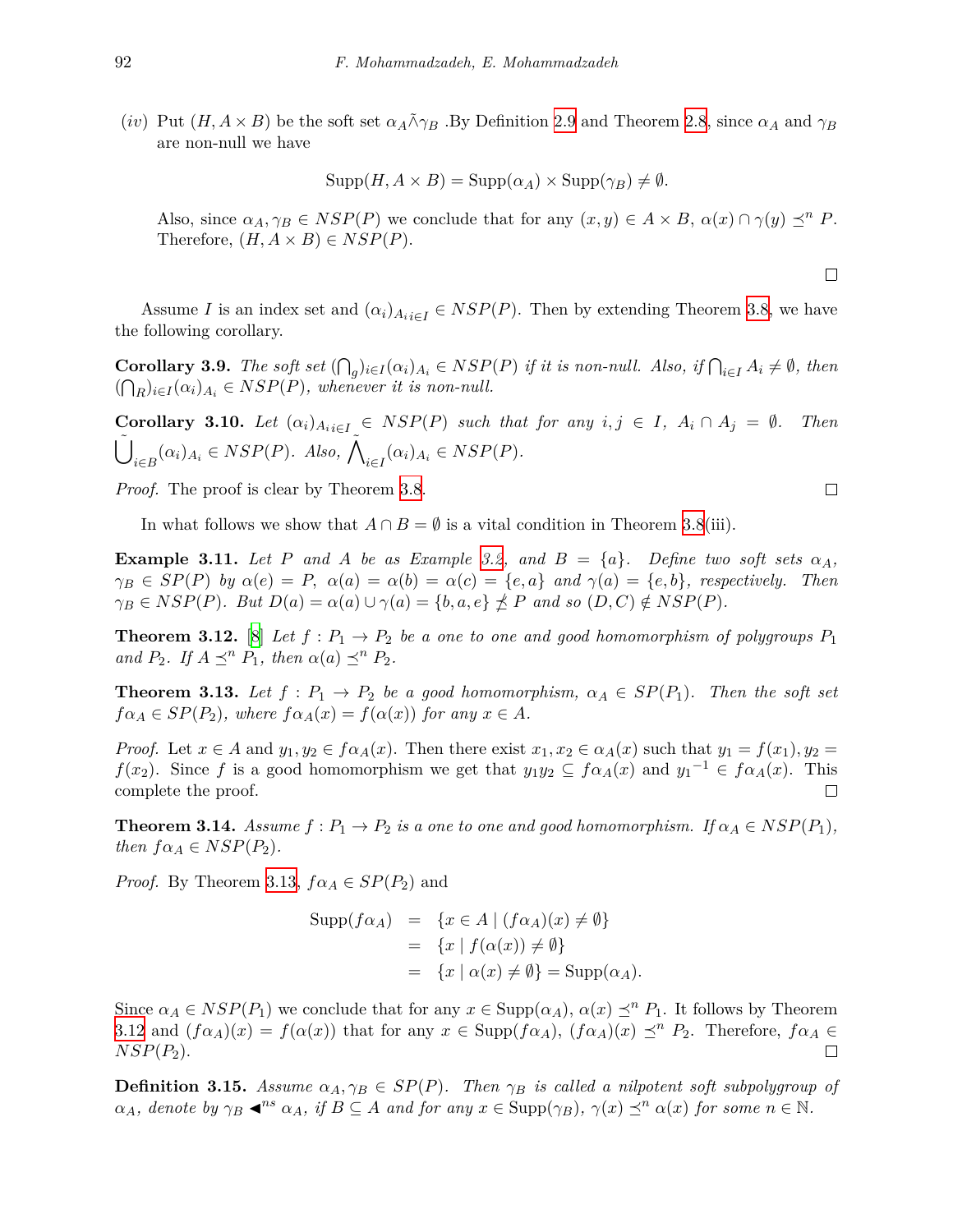(*iv*) Put $(H, A \times B)$ be the soft set $\alpha_A \tilde{\wedge} \gamma_B$ .By Definition 2.9 and Theorem 2.8, since $\alpha_A$ and $\gamma_B$ are non-null we have

$$\mathrm{Supp}(H, A \times B) = \mathrm{Supp}(\alpha_A) \times \mathrm{Supp}(\gamma_B) \neq \emptyset.$$

Also, since $\alpha_A, \gamma_B \in NSP(P)$ we conclude that for any $(x, y) \in A \times B$, $\alpha(x) \cap \gamma(y) \preceq^n P$. Therefore, $(H, A \times B) \in NSP(P)$.

□

Assume $I$ is an index set and $(\alpha_i)_{A_i i \in I} \in NSP(P)$. Then by extending Theorem 3.8, we have the following corollary.

**Corollary 3.9.** *The soft set* $(\bigcap_g)_{i \in I} (\alpha_i)_{A_i} \in NSP(P)$ *if it is non-null. Also, if* $\bigcap_{i \in I} A_i \neq \emptyset$*, then* $(\bigcap_R)_{i \in I} (\alpha_i)_{A_i} \in NSP(P)$*, whenever it is non-null.*

**Corollary 3.10.** *Let* $(\alpha_i)_{A_i i \in I} \in NSP(P)$ *such that for any* $i, j \in I$, $A_i \cap A_j = \emptyset$. *Then* $\tilde{\bigcup}_{i \in B} (\alpha_i)_{A_i} \in NSP(P)$*. Also,* $\tilde{\bigwedge}_{i \in I} (\alpha_i)_{A_i} \in NSP(P)$*.*

*Proof.* The proof is clear by Theorem 3.8. □

In what follows we show that $A \cap B = \emptyset$ is a vital condition in Theorem 3.8(iii).

**Example 3.11.** *Let* $P$ *and* $A$ *be as Example 3.2, and* $B = \{a\}$*. Define two soft sets* $\alpha_A$, $\gamma_B \in SP(P)$ *by* $\alpha(e) = P$, $\alpha(a) = \alpha(b) = \alpha(c) = \{e, a\}$ *and* $\gamma(a) = \{e, b\}$*, respectively. Then* $\gamma_B \in NSP(P)$*. But* $D(a) = \alpha(a) \cup \gamma(a) = \{b, a, e\} \npreceq P$ *and so* $(D, C) \notin NSP(P)$*.*

**Theorem 3.12.** [8] *Let* $f : P_1 \to P_2$ *be a one to one and good homomorphism of polygroups* $P_1$ *and* $P_2$*. If* $A \preceq^n P_1$*, then* $\alpha(a) \preceq^n P_2$*.*

**Theorem 3.13.** *Let* $f : P_1 \to P_2$ *be a good homomorphism,* $\alpha_A \in SP(P_1)$*. Then the soft set* $f\alpha_A \in SP(P_2)$*, where* $f\alpha_A(x) = f(\alpha(x))$ *for any* $x \in A$*.*

*Proof.* Let $x \in A$ and $y_1, y_2 \in f\alpha_A(x)$. Then there exist $x_1, x_2 \in \alpha_A(x)$ such that $y_1 = f(x_1), y_2 = f(x_2)$. Since $f$ is a good homomorphism we get that $y_1 y_2 \subseteq f\alpha_A(x)$ and ${y_1}^{-1} \in f\alpha_A(x)$. This complete the proof. □

**Theorem 3.14.** *Assume* $f : P_1 \to P_2$ *is a one to one and good homomorphism. If* $\alpha_A \in NSP(P_1)$*, then* $f\alpha_A \in NSP(P_2)$*.*

*Proof.* By Theorem 3.13, $f\alpha_A \in SP(P_2)$ and

$$\begin{aligned} \mathrm{Supp}(f\alpha_A) &= \{x \in A \mid (f\alpha_A)(x) \neq \emptyset\} \\ &= \{x \mid f(\alpha(x)) \neq \emptyset\} \\ &= \{x \mid \alpha(x) \neq \emptyset\} = \mathrm{Supp}(\alpha_A). \end{aligned}$$

Since $\alpha_A \in NSP(P_1)$ we conclude that for any $x \in \mathrm{Supp}(\alpha_A)$, $\alpha(x) \preceq^n P_1$. It follows by Theorem 3.12 and $(f\alpha_A)(x) = f(\alpha(x))$ that for any $x \in \mathrm{Supp}(f\alpha_A)$, $(f\alpha_A)(x) \preceq^n P_2$. Therefore, $f\alpha_A \in NSP(P_2)$. □

**Definition 3.15.** *Assume* $\alpha_A, \gamma_B \in SP(P)$*. Then* $\gamma_B$ *is called a nilpotent soft subpolygroup of* $\alpha_A$*, denote by* $\gamma_B \blacktriangleleft^{ns} \alpha_A$*, if* $B \subseteq A$ *and for any* $x \in \mathrm{Supp}(\gamma_B)$*,* $\gamma(x) \preceq^n \alpha(x)$ *for some* $n \in \mathbb{N}$*.*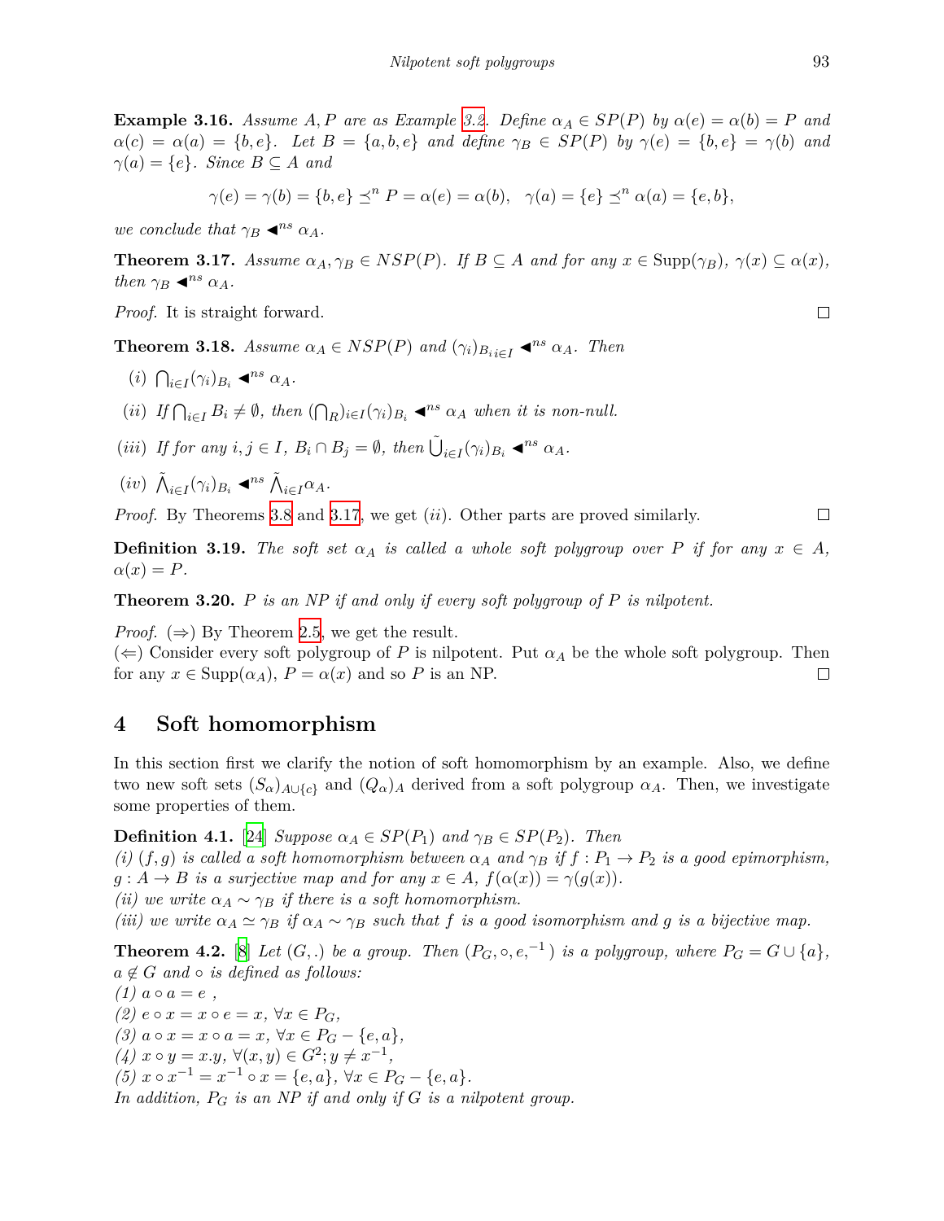**Example 3.16.** *Assume $A, P$ are as Example 3.2. Define $\alpha_A \in SP(P)$ by $\alpha(e) = \alpha(b) = P$ and $\alpha(c) = \alpha(a) = \{b, e\}$. Let $B = \{a, b, e\}$ and define $\gamma_B \in SP(P)$ by $\gamma(e) = \{b, e\} = \gamma(b)$ and $\gamma(a) = \{e\}$. Since $B \subseteq A$ and*

$$\gamma(e) = \gamma(b) = \{b, e\} \preceq^n P = \alpha(e) = \alpha(b), \quad \gamma(a) = \{e\} \preceq^n \alpha(a) = \{e, b\},$$

*we conclude that $\gamma_B \blacktriangleleft^{ns} \alpha_A$.*

**Theorem 3.17.** *Assume $\alpha_A, \gamma_B \in NSP(P)$. If $B \subseteq A$ and for any $x \in \text{Supp}(\gamma_B)$, $\gamma(x) \subseteq \alpha(x)$, then $\gamma_B \blacktriangleleft^{ns} \alpha_A$.*

*Proof.* It is straight forward. □

**Theorem 3.18.** *Assume $\alpha_A \in NSP(P)$ and $(\gamma_i)_{B_{i\,i \in I}} \blacktriangleleft^{ns} \alpha_A$. Then*

*(i)* $\bigcap_{i \in I} (\gamma_i)_{B_i} \blacktriangleleft^{ns} \alpha_A$.

*(ii)* *If $\bigcap_{i \in I} B_i \neq \emptyset$, then $(\bigcap_R)_{i \in I} (\gamma_i)_{B_i} \blacktriangleleft^{ns} \alpha_A$ when it is non-null.*

*(iii)* *If for any $i, j \in I$, $B_i \cap B_j = \emptyset$, then $\tilde{\bigcup}_{i \in I} (\gamma_i)_{B_i} \blacktriangleleft^{ns} \alpha_A$.*

*(iv)* $\tilde{\bigwedge}_{i \in I} (\gamma_i)_{B_i} \blacktriangleleft^{ns} \tilde{\bigwedge}_{i \in I} \alpha_A$.

*Proof.* By Theorems 3.8 and 3.17, we get *(ii)*. Other parts are proved similarly. □

**Definition 3.19.** *The soft set $\alpha_A$ is called a whole soft polygroup over $P$ if for any $x \in A$, $\alpha(x) = P$.*

**Theorem 3.20.** *$P$ is an NP if and only if every soft polygroup of $P$ is nilpotent.*

*Proof.* ($\Rightarrow$) By Theorem 2.5, we get the result.
($\Leftarrow$) Consider every soft polygroup of $P$ is nilpotent. Put $\alpha_A$ be the whole soft polygroup. Then for any $x \in \text{Supp}(\alpha_A)$, $P = \alpha(x)$ and so $P$ is an NP. □

## 4 Soft homomorphism

In this section first we clarify the notion of soft homomorphism by an example. Also, we define two new soft sets $(S_\alpha)_{A \cup \{c\}}$ and $(Q_\alpha)_A$ derived from a soft polygroup $\alpha_A$. Then, we investigate some properties of them.

**Definition 4.1.** [24] *Suppose $\alpha_A \in SP(P_1)$ and $\gamma_B \in SP(P_2)$. Then*
*(i) $(f, g)$ is called a soft homomorphism between $\alpha_A$ and $\gamma_B$ if $f : P_1 \to P_2$ is a good epimorphism, $g : A \to B$ is a surjective map and for any $x \in A$, $f(\alpha(x)) = \gamma(g(x))$.*
*(ii) we write $\alpha_A \sim \gamma_B$ if there is a soft homomorphism.*
*(iii) we write $\alpha_A \simeq \gamma_B$ if $\alpha_A \sim \gamma_B$ such that $f$ is a good isomorphism and $g$ is a bijective map.*

**Theorem 4.2.** [8] *Let $(G, .)$ be a group. Then $(P_G, \circ, e, ^{-1})$ is a polygroup, where $P_G = G \cup \{a\}$, $a \notin G$ and $\circ$ is defined as follows:*
*(1) $a \circ a = e$ ,*
*(2) $e \circ x = x \circ e = x$, $\forall x \in P_G$,*
*(3) $a \circ x = x \circ a = x$, $\forall x \in P_G - \{e, a\}$,*
*(4) $x \circ y = x.y$, $\forall (x, y) \in G^2; y \neq x^{-1}$,*
*(5) $x \circ x^{-1} = x^{-1} \circ x = \{e, a\}$, $\forall x \in P_G - \{e, a\}$.*
*In addition, $P_G$ is an NP if and only if $G$ is a nilpotent group.*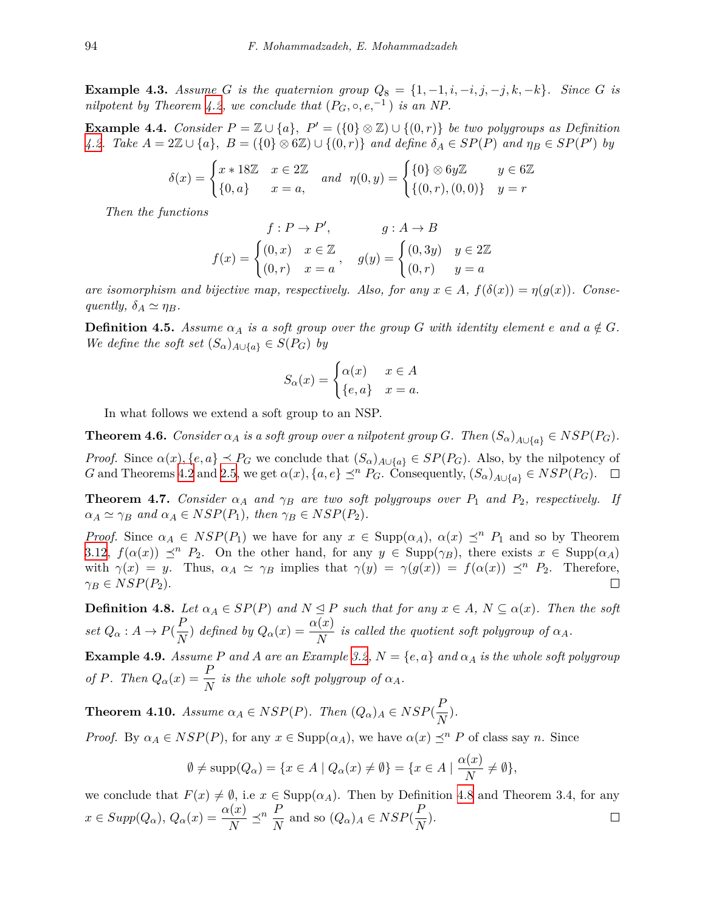**Example 4.3.** *Assume $G$ is the quaternion group $Q_8 = \{1, -1, i, -i, j, -j, k, -k\}$. Since $G$ is nilpotent by Theorem 4.2, we conclude that $(P_G, \circ, e, ^{-1})$ is an NP.*

**Example 4.4.** *Consider $P = \mathbb{Z} \cup \{a\}$, $P' = (\{0\} \otimes \mathbb{Z}) \cup \{(0, r)\}$ be two polygroups as Definition 4.2. Take $A = 2\mathbb{Z} \cup \{a\}$, $B = (\{0\} \otimes 6\mathbb{Z}) \cup \{(0, r)\}$ and define $\delta_A \in SP(P)$ and $\eta_B \in SP(P')$ by*

$$\delta(x) = \begin{cases} x * 18\mathbb{Z} & x \in 2\mathbb{Z} \\ \{0, a\} & x = a, \end{cases} \quad \text{and} \quad \eta(0, y) = \begin{cases} \{0\} \otimes 6y\mathbb{Z} & y \in 6\mathbb{Z} \\ \{(0, r), (0, 0)\} & y = r \end{cases}$$

*Then the functions*

$$f : P \to P', \qquad\qquad g : A \to B$$

$$f(x) = \begin{cases} (0, x) & x \in \mathbb{Z} \\ (0, r) & x = a \end{cases}, \quad g(y) = \begin{cases} (0, 3y) & y \in 2\mathbb{Z} \\ (0, r) & y = a \end{cases}$$

*are isomorphism and bijective map, respectively. Also, for any $x \in A$, $f(\delta(x)) = \eta(g(x))$. Consequently, $\delta_A \simeq \eta_B$.*

**Definition 4.5.** *Assume $\alpha_A$ is a soft group over the group $G$ with identity element $e$ and $a \notin G$. We define the soft set $(S_\alpha)_{A\cup\{a\}} \in S(P_G)$ by*

$$S_\alpha(x) = \begin{cases} \alpha(x) & x \in A \\ \{e, a\} & x = a. \end{cases}$$

In what follows we extend a soft group to an NSP.

**Theorem 4.6.** *Consider $\alpha_A$ is a soft group over a nilpotent group $G$. Then $(S_\alpha)_{A\cup\{a\}} \in NSP(P_G)$.*

*Proof.* Since $\alpha(x), \{e, a\} \prec P_G$ we conclude that $(S_\alpha)_{A\cup\{a\}} \in SP(P_G)$. Also, by the nilpotency of $G$ and Theorems 4.2 and 2.5, we get $\alpha(x), \{a, e\} \preceq^n P_G$. Consequently, $(S_\alpha)_{A\cup\{a\}} \in NSP(P_G)$. $\square$

**Theorem 4.7.** *Consider $\alpha_A$ and $\gamma_B$ are two soft polygroups over $P_1$ and $P_2$, respectively. If $\alpha_A \simeq \gamma_B$ and $\alpha_A \in NSP(P_1)$, then $\gamma_B \in NSP(P_2)$.*

*Proof.* Since $\alpha_A \in NSP(P_1)$ we have for any $x \in \text{Supp}(\alpha_A)$, $\alpha(x) \preceq^n P_1$ and so by Theorem 3.12, $f(\alpha(x)) \preceq^n P_2$. On the other hand, for any $y \in \text{Supp}(\gamma_B)$, there exists $x \in \text{Supp}(\alpha_A)$ with $\gamma(x) = y$. Thus, $\alpha_A \simeq \gamma_B$ implies that $\gamma(y) = \gamma(g(x)) = f(\alpha(x)) \preceq^n P_2$. Therefore, $\gamma_B \in NSP(P_2)$. $\square$

**Definition 4.8.** *Let $\alpha_A \in SP(P)$ and $N \trianglelefteq P$ such that for any $x \in A$, $N \subseteq \alpha(x)$. Then the soft set $Q_\alpha : A \to P(\dfrac{P}{N})$ defined by $Q_\alpha(x) = \dfrac{\alpha(x)}{N}$ is called the quotient soft polygroup of $\alpha_A$.*

**Example 4.9.** *Assume $P$ and $A$ are an Example 3.2, $N = \{e, a\}$ and $\alpha_A$ is the whole soft polygroup of $P$. Then $Q_\alpha(x) = \dfrac{P}{N}$ is the whole soft polygroup of $\alpha_A$.*

**Theorem 4.10.** *Assume $\alpha_A \in NSP(P)$. Then $(Q_\alpha)_A \in NSP(\dfrac{P}{N})$.*

*Proof.* By $\alpha_A \in NSP(P)$, for any $x \in \text{Supp}(\alpha_A)$, we have $\alpha(x) \preceq^n P$ of class say $n$. Since

$$\emptyset \neq \text{supp}(Q_\alpha) = \{x \in A \mid Q_\alpha(x) \neq \emptyset\} = \{x \in A \mid \frac{\alpha(x)}{N} \neq \emptyset\},$$

we conclude that $F(x) \neq \emptyset$, i.e $x \in \text{Supp}(\alpha_A)$. Then by Definition 4.8 and Theorem 3.4, for any $x \in Supp(Q_\alpha)$, $Q_\alpha(x) = \dfrac{\alpha(x)}{N} \preceq^n \dfrac{P}{N}$ and so $(Q_\alpha)_A \in NSP(\dfrac{P}{N})$. $\square$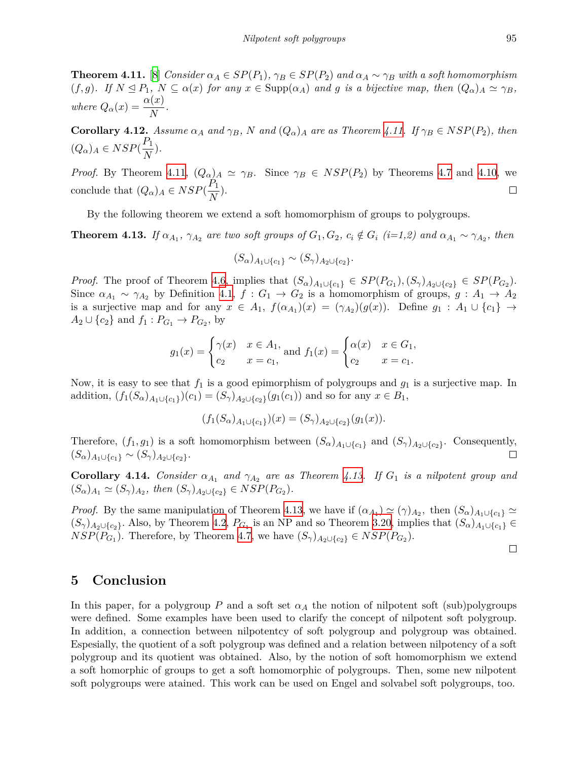**Theorem 4.11.** [8] *Consider $\alpha_A \in SP(P_1)$, $\gamma_B \in SP(P_2)$ and $\alpha_A \sim \gamma_B$ with a soft homomorphism $(f,g)$. If $N \trianglelefteq P_1$, $N \subseteq \alpha(x)$ for any $x \in \mathrm{Supp}(\alpha_A)$ and $g$ is a bijective map, then $(Q_\alpha)_A \simeq \gamma_B$, where $Q_\alpha(x) = \dfrac{\alpha(x)}{N}$.*

**Corollary 4.12.** *Assume $\alpha_A$ and $\gamma_B$, $N$ and $(Q_\alpha)_A$ are as Theorem 4.11. If $\gamma_B \in NSP(P_2)$, then $(Q_\alpha)_A \in NSP(\dfrac{P_1}{N})$.*

*Proof.* By Theorem 4.11, $(Q_\alpha)_A \simeq \gamma_B$. Since $\gamma_B \in NSP(P_2)$ by Theorems 4.7 and 4.10, we conclude that $(Q_\alpha)_A \in NSP(\dfrac{P_1}{N})$. □

By the following theorem we extend a soft homomorphism of groups to polygroups.

**Theorem 4.13.** *If $\alpha_{A_1}$, $\gamma_{A_2}$ are two soft groups of $G_1, G_2$, $c_i \notin G_i$ (i=1,2) and $\alpha_{A_1} \sim \gamma_{A_2}$, then*

$$(S_\alpha)_{A_1 \cup \{c_1\}} \sim (S_\gamma)_{A_2 \cup \{c_2\}}.$$

*Proof.* The proof of Theorem 4.6, implies that $(S_\alpha)_{A_1 \cup \{c_1\}} \in SP(P_{G_1}), (S_\gamma)_{A_2 \cup \{c_2\}} \in SP(P_{G_2})$. Since $\alpha_{A_1} \sim \gamma_{A_2}$ by Definition 4.1, $f : G_1 \to G_2$ is a homomorphism of groups, $g : A_1 \to A_2$ is a surjective map and for any $x \in A_1$, $f(\alpha_{A_1})(x) = (\gamma_{A_2})(g(x))$. Define $g_1 : A_1 \cup \{c_1\} \to A_2 \cup \{c_2\}$ and $f_1 : P_{G_1} \to P_{G_2}$, by

$$g_1(x) = \begin{cases} \gamma(x) & x \in A_1, \\ c_2 & x = c_1, \end{cases} \text{and } f_1(x) = \begin{cases} \alpha(x) & x \in G_1, \\ c_2 & x = c_1. \end{cases}$$

Now, it is easy to see that $f_1$ is a good epimorphism of polygroups and $g_1$ is a surjective map. In addition, $(f_1(S_\alpha)_{A_1 \cup \{c_1\}})(c_1) = (S_\gamma)_{A_2 \cup \{c_2\}}(g_1(c_1))$ and so for any $x \in B_1$,

$$(f_1(S_\alpha)_{A_1 \cup \{c_1\}})(x) = (S_\gamma)_{A_2 \cup \{c_2\}}(g_1(x)).$$

Therefore, $(f_1, g_1)$ is a soft homomorphism between $(S_\alpha)_{A_1 \cup \{c_1\}}$ and $(S_\gamma)_{A_2 \cup \{c_2\}}$. Consequently, $(S_\alpha)_{A_1 \cup \{c_1\}} \sim (S_\gamma)_{A_2 \cup \{c_2\}}$. □

**Corollary 4.14.** *Consider $\alpha_{A_1}$ and $\gamma_{A_2}$ are as Theorem 4.13. If $G_1$ is a nilpotent group and $(S_\alpha)_{A_1} \simeq (S_\gamma)_{A_2}$, then $(S_\gamma)_{A_2 \cup \{c_2\}} \in NSP(P_{G_2})$.*

*Proof.* By the same manipulation of Theorem 4.13, we have if $(\alpha_{A_1}) \simeq (\gamma)_{A_2}$, then $(S_\alpha)_{A_1 \cup \{c_1\}} \simeq (S_\gamma)_{A_2 \cup \{c_2\}}$. Also, by Theorem 4.2, $P_{G_1}$ is an NP and so Theorem 3.20, implies that $(S_\alpha)_{A_1 \cup \{c_1\}} \in NSP(P_{G_1})$. Therefore, by Theorem 4.7, we have $(S_\gamma)_{A_2 \cup \{c_2\}} \in NSP(P_{G_2})$.

□

## 5 Conclusion

In this paper, for a polygroup $P$ and a soft set $\alpha_A$ the notion of nilpotent soft (sub)polygroups were defined. Some examples have been used to clarify the concept of nilpotent soft polygroup. In addition, a connection between nilpotentcy of soft polygroup and polygroup was obtained. Espesially, the quotient of a soft polygroup was defined and a relation between nilpotency of a soft polygroup and its quotient was obtained. Also, by the notion of soft homomorphism we extend a soft homorphic of groups to get a soft homomorphic of polygroups. Then, some new nilpotent soft polygroups were atained. This work can be used on Engel and solvabel soft polygroups, too.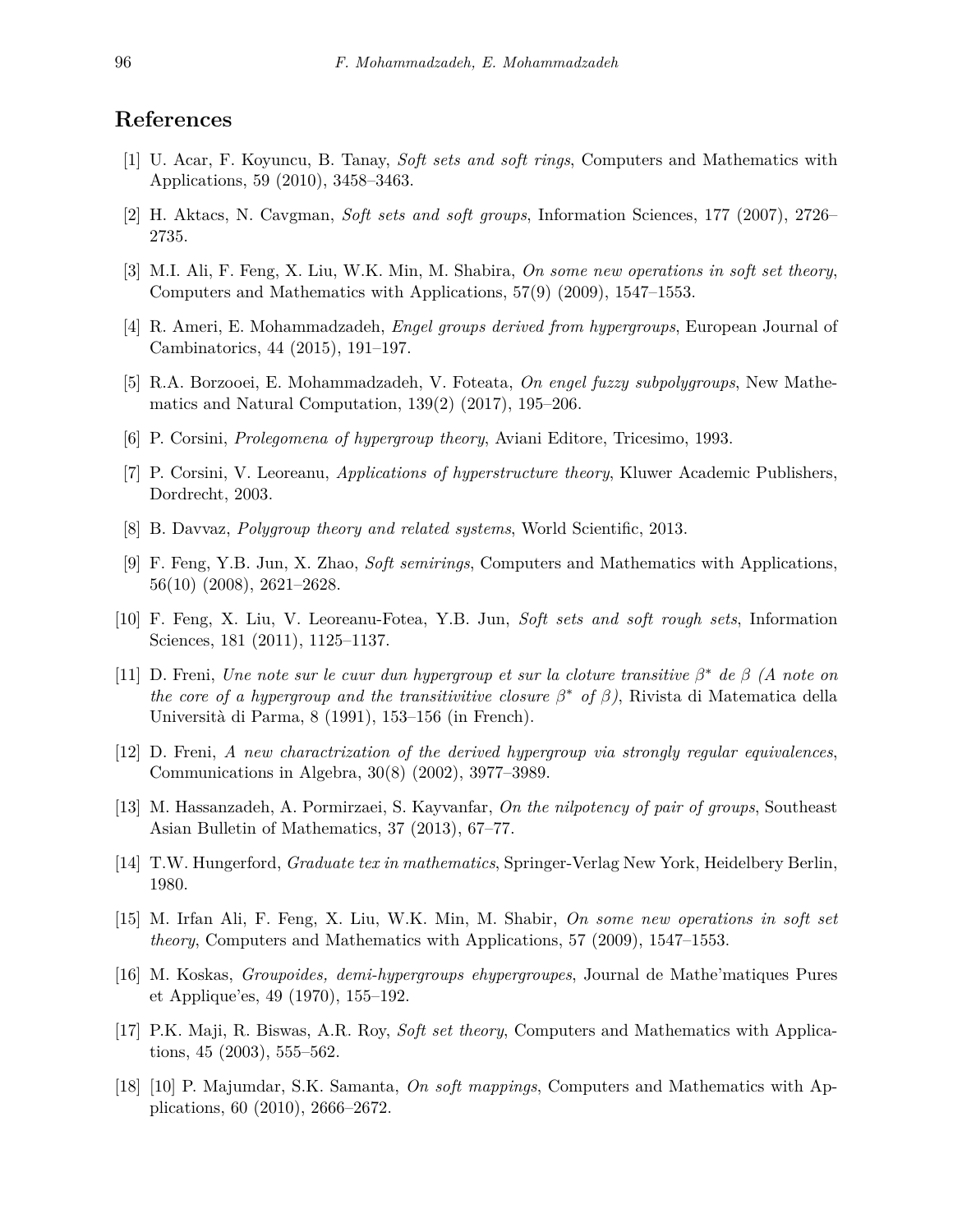## References

[1] U. Acar, F. Koyuncu, B. Tanay, *Soft sets and soft rings*, Computers and Mathematics with Applications, 59 (2010), 3458–3463.

[2] H. Aktacs, N. Cavgman, *Soft sets and soft groups*, Information Sciences, 177 (2007), 2726–2735.

[3] M.I. Ali, F. Feng, X. Liu, W.K. Min, M. Shabira, *On some new operations in soft set theory*, Computers and Mathematics with Applications, 57(9) (2009), 1547–1553.

[4] R. Ameri, E. Mohammadzadeh, *Engel groups derived from hypergroups*, European Journal of Cambinatorics, 44 (2015), 191–197.

[5] R.A. Borzooei, E. Mohammadzadeh, V. Foteata, *On engel fuzzy subpolygroups*, New Mathematics and Natural Computation, 139(2) (2017), 195–206.

[6] P. Corsini, *Prolegomena of hypergroup theory*, Aviani Editore, Tricesimo, 1993.

[7] P. Corsini, V. Leoreanu, *Applications of hyperstructure theory*, Kluwer Academic Publishers, Dordrecht, 2003.

[8] B. Davvaz, *Polygroup theory and related systems*, World Scientific, 2013.

[9] F. Feng, Y.B. Jun, X. Zhao, *Soft semirings*, Computers and Mathematics with Applications, 56(10) (2008), 2621–2628.

[10] F. Feng, X. Liu, V. Leoreanu-Fotea, Y.B. Jun, *Soft sets and soft rough sets*, Information Sciences, 181 (2011), 1125–1137.

[11] D. Freni, *Une note sur le cuur dun hypergroup et sur la cloture transitive $\beta^*$ de $\beta$ (A note on the core of a hypergroup and the transitivitive closure $\beta^*$ of $\beta$)*, Rivista di Matematica della Università di Parma, 8 (1991), 153–156 (in French).

[12] D. Freni, *A new charactrization of the derived hypergroup via strongly regular equivalences*, Communications in Algebra, 30(8) (2002), 3977–3989.

[13] M. Hassanzadeh, A. Pormirzaei, S. Kayvanfar, *On the nilpotency of pair of groups*, Southeast Asian Bulletin of Mathematics, 37 (2013), 67–77.

[14] T.W. Hungerford, *Graduate tex in mathematics*, Springer-Verlag New York, Heidelbery Berlin, 1980.

[15] M. Irfan Ali, F. Feng, X. Liu, W.K. Min, M. Shabir, *On some new operations in soft set theory*, Computers and Mathematics with Applications, 57 (2009), 1547–1553.

[16] M. Koskas, *Groupoides, demi-hypergroups ehypergroupes*, Journal de Mathe'matiques Pures et Applique'es, 49 (1970), 155–192.

[17] P.K. Maji, R. Biswas, A.R. Roy, *Soft set theory*, Computers and Mathematics with Applications, 45 (2003), 555–562.

[18] [10] P. Majumdar, S.K. Samanta, *On soft mappings*, Computers and Mathematics with Applications, 60 (2010), 2666–2672.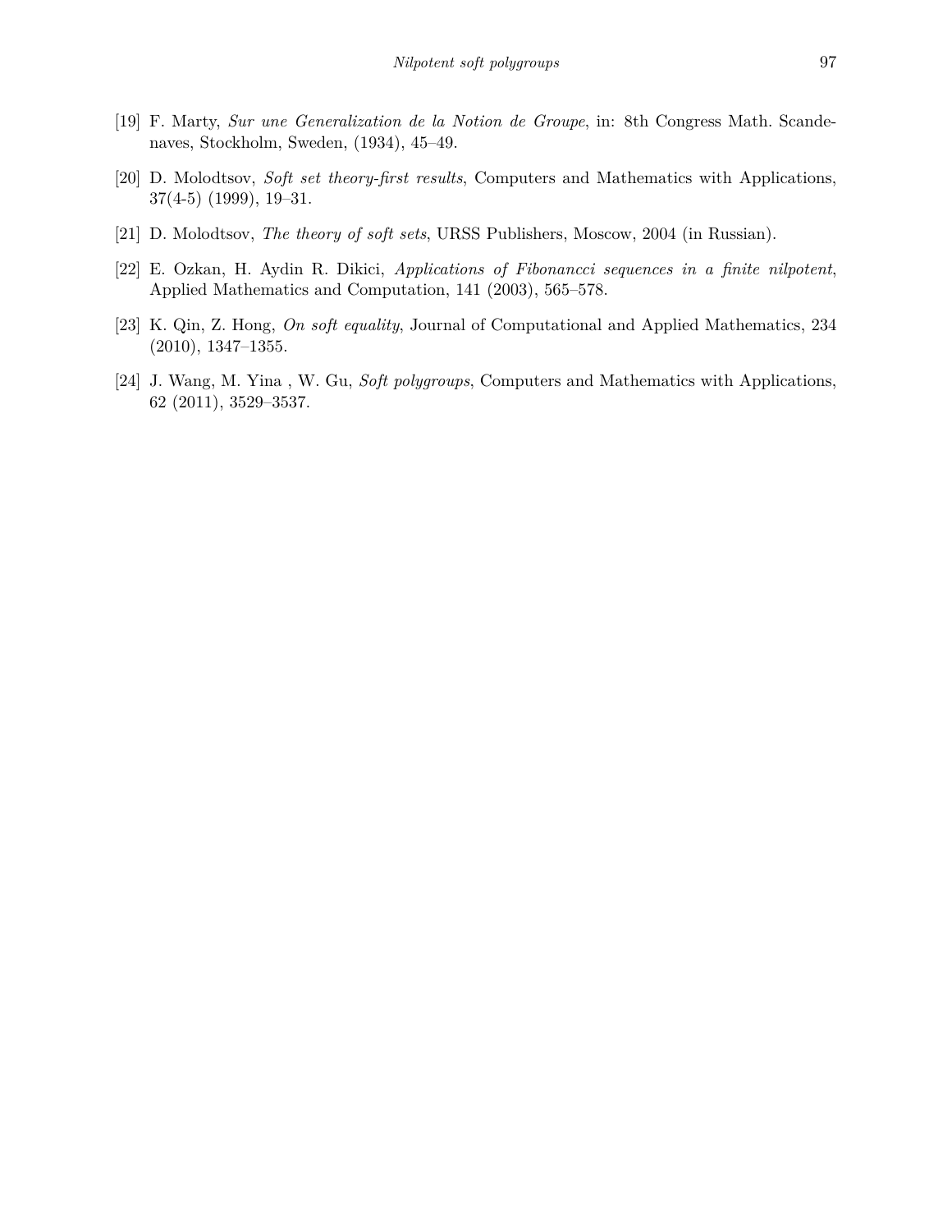[19] F. Marty, *Sur une Generalization de la Notion de Groupe*, in: 8th Congress Math. Scandenaves, Stockholm, Sweden, (1934), 45–49.

[20] D. Molodtsov, *Soft set theory-first results*, Computers and Mathematics with Applications, 37(4-5) (1999), 19–31.

[21] D. Molodtsov, *The theory of soft sets*, URSS Publishers, Moscow, 2004 (in Russian).

[22] E. Ozkan, H. Aydin R. Dikici, *Applications of Fibonancci sequences in a finite nilpotent*, Applied Mathematics and Computation, 141 (2003), 565–578.

[23] K. Qin, Z. Hong, *On soft equality*, Journal of Computational and Applied Mathematics, 234 (2010), 1347–1355.

[24] J. Wang, M. Yina , W. Gu, *Soft polygroups*, Computers and Mathematics with Applications, 62 (2011), 3529–3537.